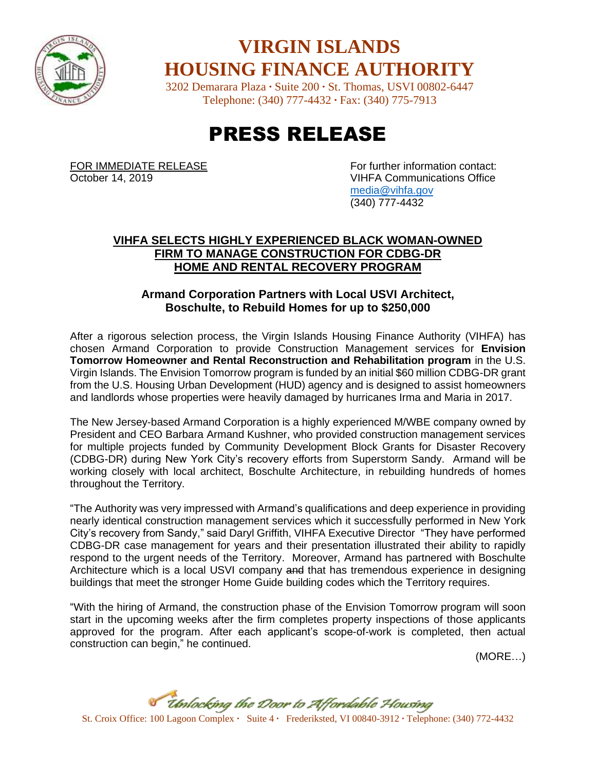# VIRGIN ISLANDS HOUSING FINANCE AUTHORITY

3202 Demarara Plaza · Suite 200 · St. Thomas, USVI 00802-6447
Telephone: (340) 777-4432 · Fax: (340) 775-7913

# PRESS RELEASE

FOR IMMEDIATE RELEASE
October 14, 2019

For further information contact:
VIHFA Communications Office
media@vihfa.gov
(340) 777-4432

## VIHFA SELECTS HIGHLY EXPERIENCED BLACK WOMAN-OWNED FIRM TO MANAGE CONSTRUCTION FOR CDBG-DR HOME AND RENTAL RECOVERY PROGRAM

### Armand Corporation Partners with Local USVI Architect, Boschulte, to Rebuild Homes for up to $250,000

After a rigorous selection process, the Virgin Islands Housing Finance Authority (VIHFA) has chosen Armand Corporation to provide Construction Management services for **Envision Tomorrow Homeowner and Rental Reconstruction and Rehabilitation program** in the U.S. Virgin Islands. The Envision Tomorrow program is funded by an initial $60 million CDBG-DR grant from the U.S. Housing Urban Development (HUD) agency and is designed to assist homeowners and landlords whose properties were heavily damaged by hurricanes Irma and Maria in 2017.

The New Jersey-based Armand Corporation is a highly experienced M/WBE company owned by President and CEO Barbara Armand Kushner, who provided construction management services for multiple projects funded by Community Development Block Grants for Disaster Recovery (CDBG-DR) during New York City's recovery efforts from Superstorm Sandy. Armand will be working closely with local architect, Boschulte Architecture, in rebuilding hundreds of homes throughout the Territory.

"The Authority was very impressed with Armand's qualifications and deep experience in providing nearly identical construction management services which it successfully performed in New York City's recovery from Sandy," said Daryl Griffith, VIHFA Executive Director "They have performed CDBG-DR case management for years and their presentation illustrated their ability to rapidly respond to the urgent needs of the Territory. Moreover, Armand has partnered with Boschulte Architecture which is a local USVI company ~~and~~ that has tremendous experience in designing buildings that meet the stronger Home Guide building codes which the Territory requires.

"With the hiring of Armand, the construction phase of the Envision Tomorrow program will soon start in the upcoming weeks after the firm completes property inspections of those applicants approved for the program. After each applicant's scope-of-work is completed, then actual construction can begin," he continued.

(MORE…)

*Unlocking the Door to Affordable Housing*

St. Croix Office: 100 Lagoon Complex · Suite 4 · Frederiksted, VI 00840-3912 · Telephone: (340) 772-4432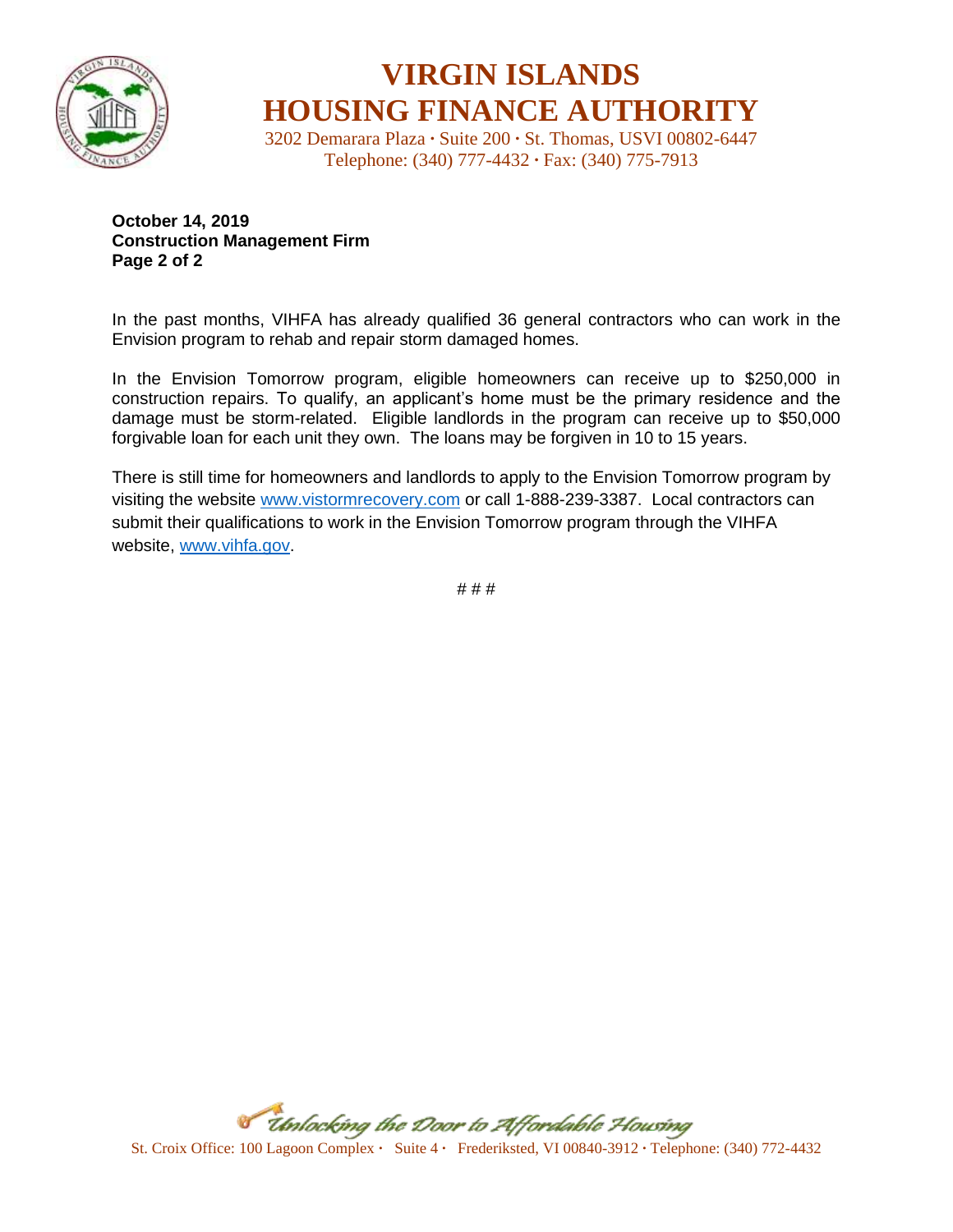In the past months, VIHFA has already qualified 36 general contractors who can work in the Envision program to rehab and repair storm damaged homes.

In the Envision Tomorrow program, eligible homeowners can receive up to $250,000 in construction repairs. To qualify, an applicant's home must be the primary residence and the damage must be storm-related. Eligible landlords in the program can receive up to $50,000 forgivable loan for each unit they own. The loans may be forgiven in 10 to 15 years.

There is still time for homeowners and landlords to apply to the Envision Tomorrow program by visiting the website www.vistormrecovery.com or call 1-888-239-3387. Local contractors can submit their qualifications to work in the Envision Tomorrow program through the VIHFA website, www.vihfa.gov.

# # #